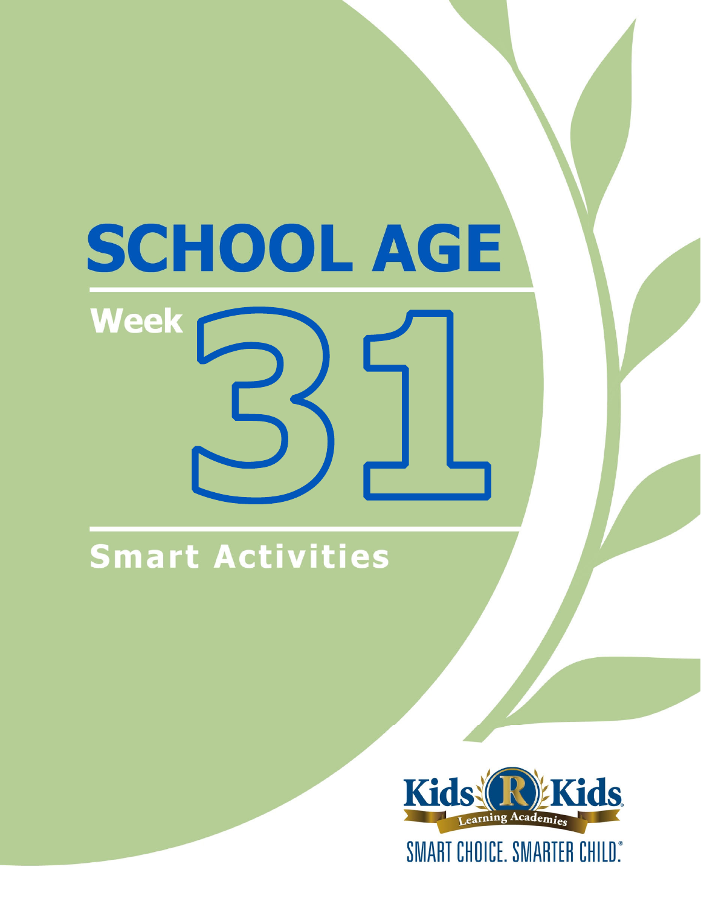# SCHOOL AGE

## Week 31

## Smart Activities

Kids R Kids Learning Academies

SMART CHOICE. SMARTER CHILD.®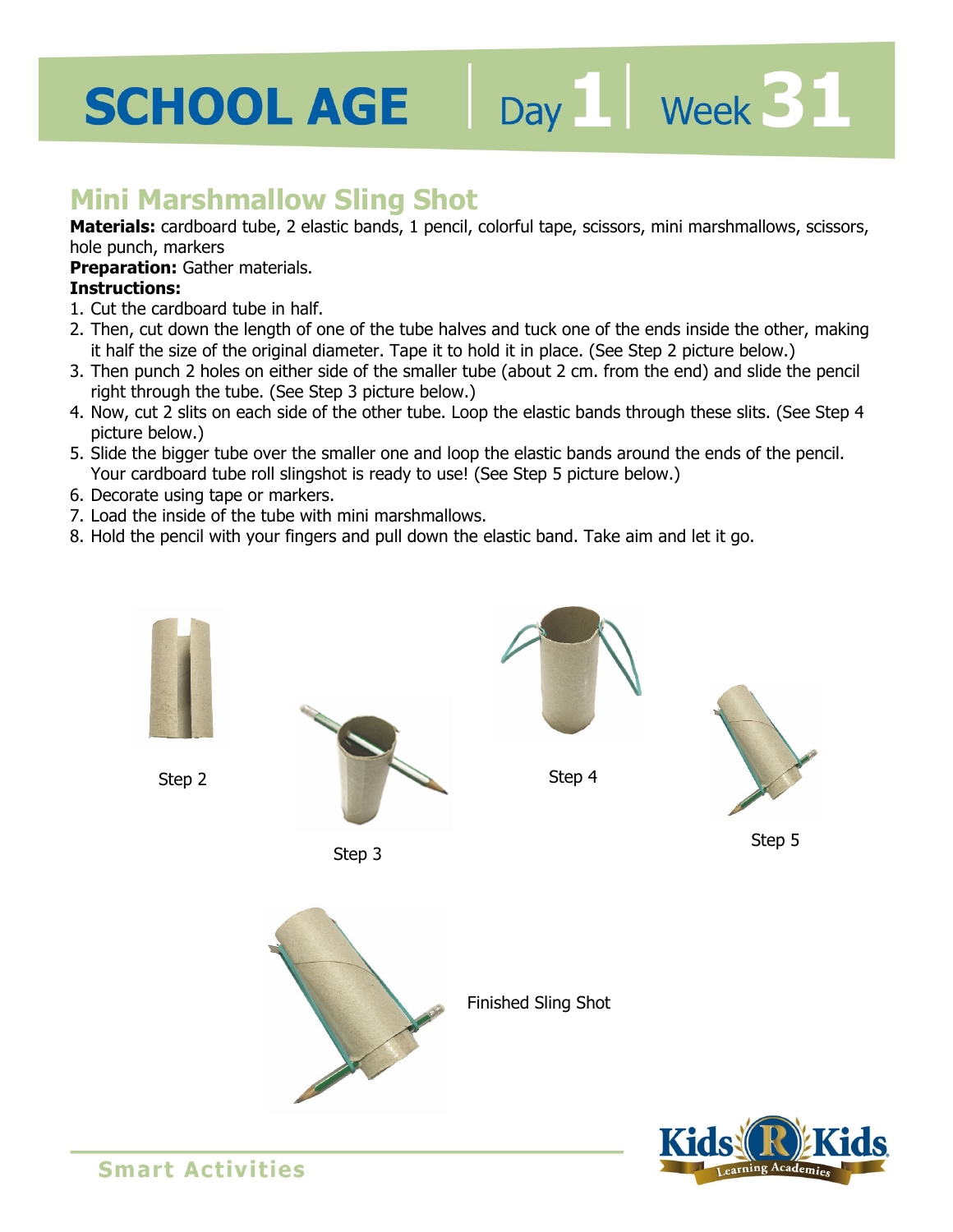# SCHOOL AGE | Day 1 | Week 31

## Mini Marshmallow Sling Shot

**Materials:** cardboard tube, 2 elastic bands, 1 pencil, colorful tape, scissors, mini marshmallows, scissors, hole punch, markers

**Preparation:** Gather materials.

**Instructions:**

1. Cut the cardboard tube in half.
2. Then, cut down the length of one of the tube halves and tuck one of the ends inside the other, making it half the size of the original diameter. Tape it to hold it in place. (See Step 2 picture below.)
3. Then punch 2 holes on either side of the smaller tube (about 2 cm. from the end) and slide the pencil right through the tube. (See Step 3 picture below.)
4. Now, cut 2 slits on each side of the other tube. Loop the elastic bands through these slits. (See Step 4 picture below.)
5. Slide the bigger tube over the smaller one and loop the elastic bands around the ends of the pencil. Your cardboard tube roll slingshot is ready to use! (See Step 5 picture below.)
6. Decorate using tape or markers.
7. Load the inside of the tube with mini marshmallows.
8. Hold the pencil with your fingers and pull down the elastic band. Take aim and let it go.

Step 2

Step 3

Step 4

Step 5

Finished Sling Shot

Smart Activities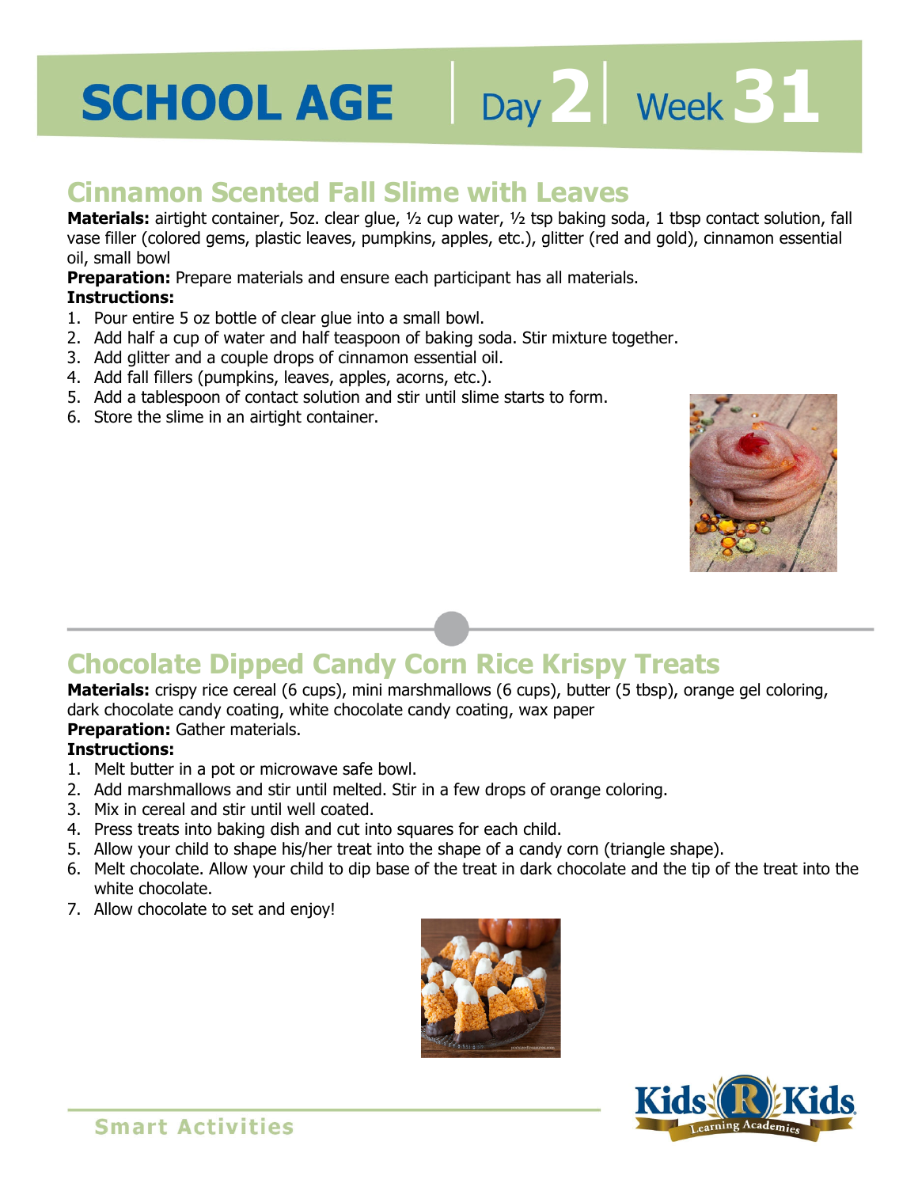# SCHOOL AGE | Day 2 | Week 31

## Cinnamon Scented Fall Slime with Leaves

**Materials:** airtight container, 5oz. clear glue, ½ cup water, ½ tsp baking soda, 1 tbsp contact solution, fall vase filler (colored gems, plastic leaves, pumpkins, apples, etc.), glitter (red and gold), cinnamon essential oil, small bowl

**Preparation:** Prepare materials and ensure each participant has all materials.

**Instructions:**

1. Pour entire 5 oz bottle of clear glue into a small bowl.
2. Add half a cup of water and half teaspoon of baking soda. Stir mixture together.
3. Add glitter and a couple drops of cinnamon essential oil.
4. Add fall fillers (pumpkins, leaves, apples, acorns, etc.).
5. Add a tablespoon of contact solution and stir until slime starts to form.
6. Store the slime in an airtight container.

## Chocolate Dipped Candy Corn Rice Krispy Treats

**Materials:** crispy rice cereal (6 cups), mini marshmallows (6 cups), butter (5 tbsp), orange gel coloring, dark chocolate candy coating, white chocolate candy coating, wax paper

**Preparation:** Gather materials.

**Instructions:**

1. Melt butter in a pot or microwave safe bowl.
2. Add marshmallows and stir until melted. Stir in a few drops of orange coloring.
3. Mix in cereal and stir until well coated.
4. Press treats into baking dish and cut into squares for each child.
5. Allow your child to shape his/her treat into the shape of a candy corn (triangle shape).
6. Melt chocolate. Allow your child to dip base of the treat in dark chocolate and the tip of the treat into the white chocolate.
7. Allow chocolate to set and enjoy!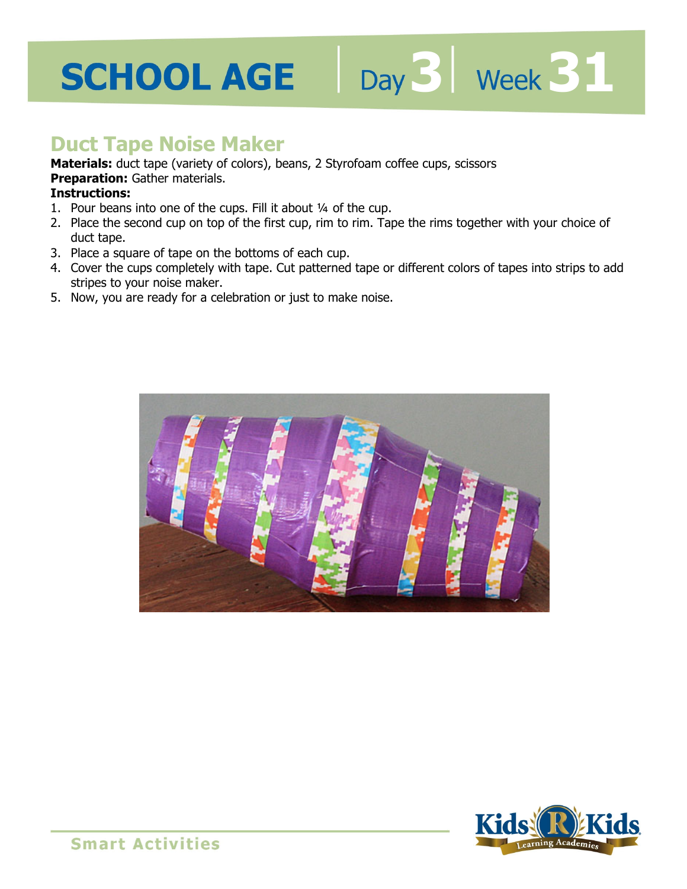# SCHOOL AGE | Day 3 | Week 31

## Duct Tape Noise Maker

**Materials:** duct tape (variety of colors), beans, 2 Styrofoam coffee cups, scissors
**Preparation:** Gather materials.
**Instructions:**

1. Pour beans into one of the cups. Fill it about ¼ of the cup.
2. Place the second cup on top of the first cup, rim to rim. Tape the rims together with your choice of duct tape.
3. Place a square of tape on the bottoms of each cup.
4. Cover the cups completely with tape. Cut patterned tape or different colors of tapes into strips to add stripes to your noise maker.
5. Now, you are ready for a celebration or just to make noise.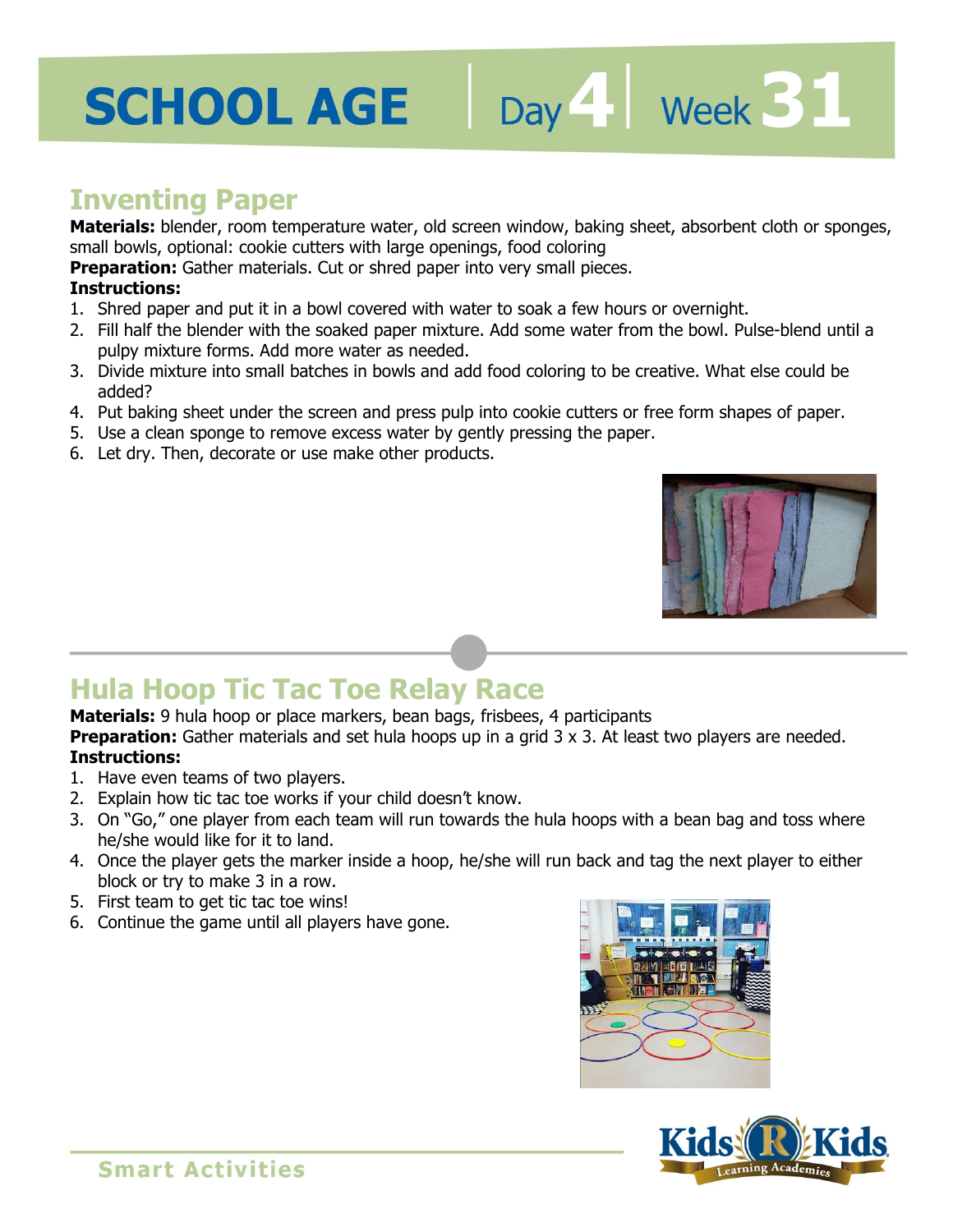# SCHOOL AGE | Day 4 | Week 31

## Inventing Paper

**Materials:** blender, room temperature water, old screen window, baking sheet, absorbent cloth or sponges, small bowls, optional: cookie cutters with large openings, food coloring

**Preparation:** Gather materials. Cut or shred paper into very small pieces.

**Instructions:**

1. Shred paper and put it in a bowl covered with water to soak a few hours or overnight.
2. Fill half the blender with the soaked paper mixture. Add some water from the bowl. Pulse-blend until a pulpy mixture forms. Add more water as needed.
3. Divide mixture into small batches in bowls and add food coloring to be creative. What else could be added?
4. Put baking sheet under the screen and press pulp into cookie cutters or free form shapes of paper.
5. Use a clean sponge to remove excess water by gently pressing the paper.
6. Let dry. Then, decorate or use make other products.

## Hula Hoop Tic Tac Toe Relay Race

**Materials:** 9 hula hoop or place markers, bean bags, frisbees, 4 participants

**Preparation:** Gather materials and set hula hoops up in a grid 3 x 3. At least two players are needed.

**Instructions:**

1. Have even teams of two players.
2. Explain how tic tac toe works if your child doesn't know.
3. On "Go," one player from each team will run towards the hula hoops with a bean bag and toss where he/she would like for it to land.
4. Once the player gets the marker inside a hoop, he/she will run back and tag the next player to either block or try to make 3 in a row.
5. First team to get tic tac toe wins!
6. Continue the game until all players have gone.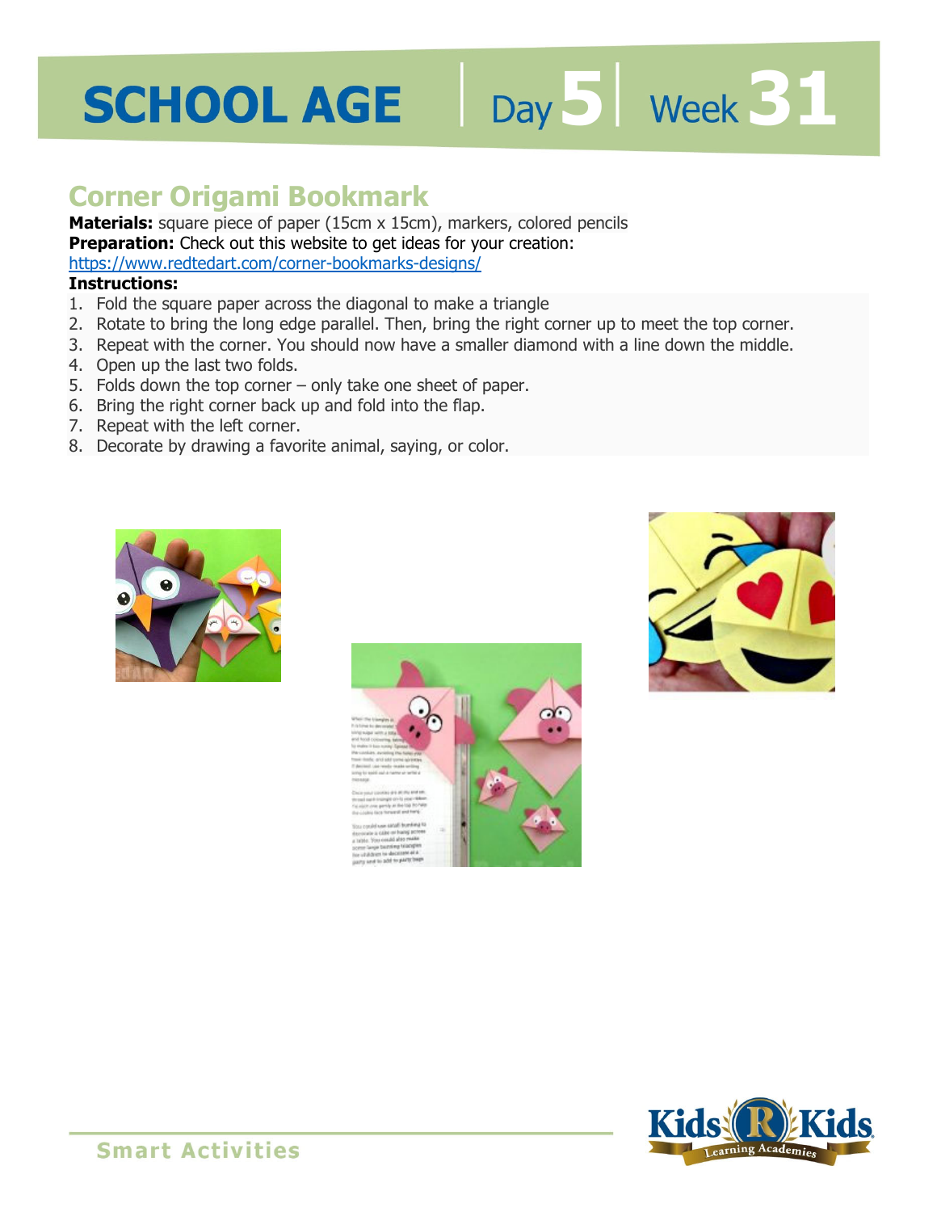# SCHOOL AGE | Day 5 | Week 31

## Corner Origami Bookmark

**Materials:** square piece of paper (15cm x 15cm), markers, colored pencils
**Preparation:** Check out this website to get ideas for your creation:
https://www.redtedart.com/corner-bookmarks-designs/

**Instructions:**

1. Fold the square paper across the diagonal to make a triangle
2. Rotate to bring the long edge parallel. Then, bring the right corner up to meet the top corner.
3. Repeat with the corner. You should now have a smaller diamond with a line down the middle.
4. Open up the last two folds.
5. Folds down the top corner – only take one sheet of paper.
6. Bring the right corner back up and fold into the flap.
7. Repeat with the left corner.
8. Decorate by drawing a favorite animal, saying, or color.

Smart Activities